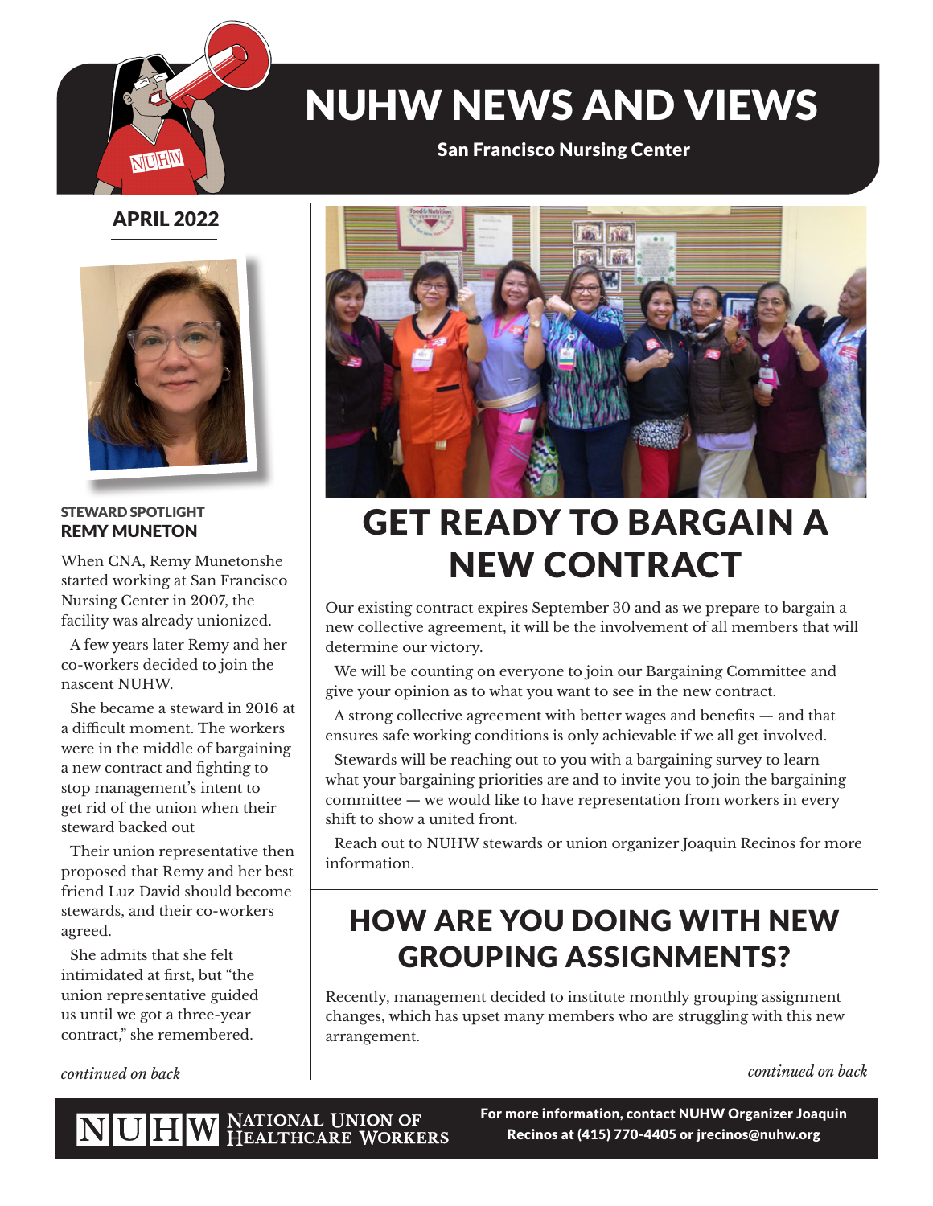# NUHW NEWS AND VIEWS

San Francisco Nursing Center

APRIL 2022

### STEWARD SPOTLIGHT
### REMY MUNETON

When CNA, Remy Munetonshe started working at San Francisco Nursing Center in 2007, the facility was already unionized.

A few years later Remy and her co-workers decided to join the nascent NUHW.

She became a steward in 2016 at a difficult moment. The workers were in the middle of bargaining a new contract and fighting to stop management's intent to get rid of the union when their steward backed out

Their union representative then proposed that Remy and her best friend Luz David should become stewards, and their co-workers agreed.

She admits that she felt intimidated at first, but "the union representative guided us until we got a three-year contract," she remembered.

*continued on back*

## GET READY TO BARGAIN A NEW CONTRACT

Our existing contract expires September 30 and as we prepare to bargain a new collective agreement, it will be the involvement of all members that will determine our victory.

We will be counting on everyone to join our Bargaining Committee and give your opinion as to what you want to see in the new contract.

A strong collective agreement with better wages and benefits — and that ensures safe working conditions is only achievable if we all get involved.

Stewards will be reaching out to you with a bargaining survey to learn what your bargaining priorities are and to invite you to join the bargaining committee — we would like to have representation from workers in every shift to show a united front.

Reach out to NUHW stewards or union organizer Joaquin Recinos for more information.

## HOW ARE YOU DOING WITH NEW GROUPING ASSIGNMENTS?

Recently, management decided to institute monthly grouping assignment changes, which has upset many members who are struggling with this new arrangement.

*continued on back*

NUHW NATIONAL UNION OF HEALTHCARE WORKERS

**For more information, contact NUHW Organizer Joaquin Recinos at (415) 770-4405 or jrecinos@nuhw.org**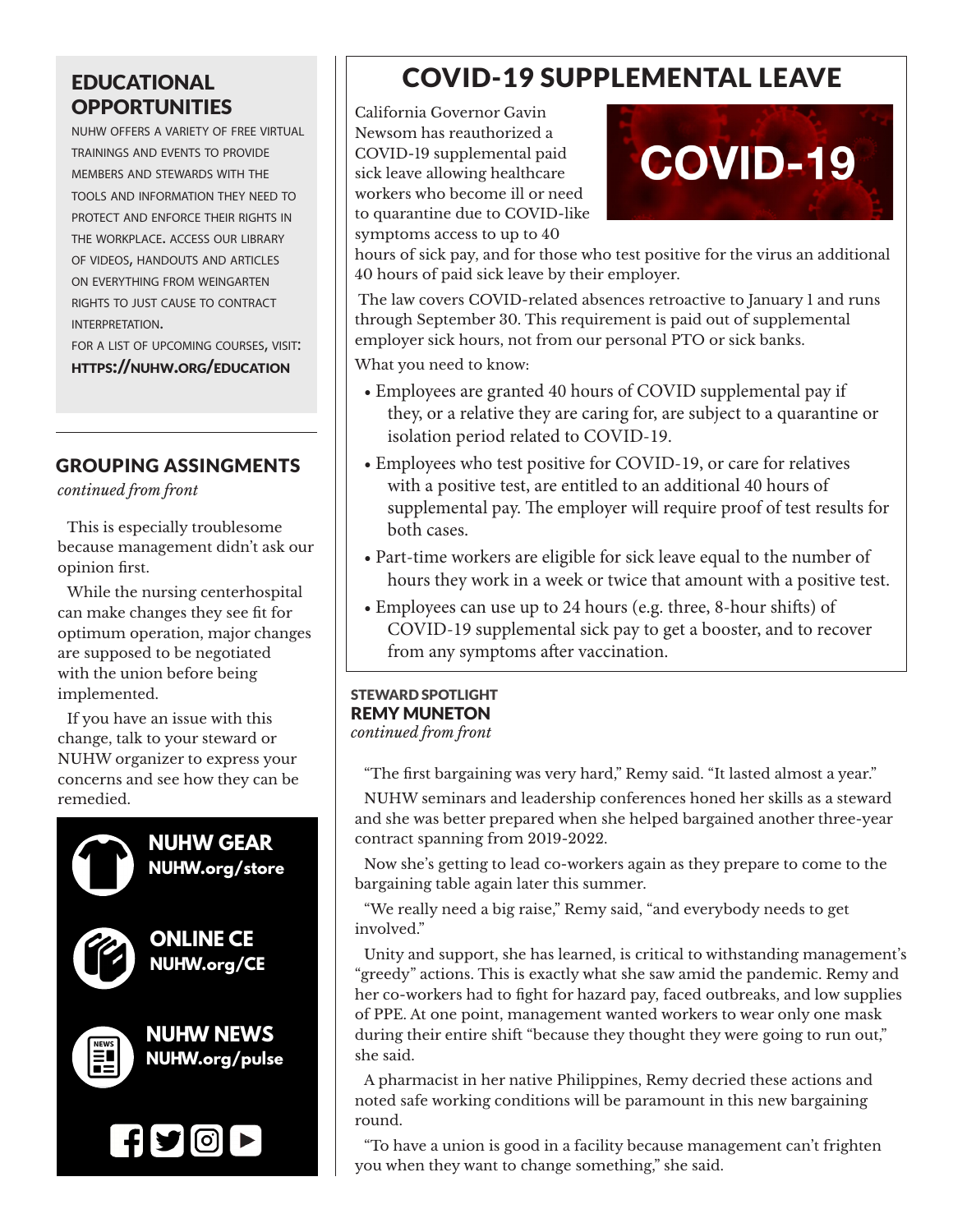## EDUCATIONAL OPPORTUNITIES

NUHW OFFERS A VARIETY OF FREE VIRTUAL TRAININGS AND EVENTS TO PROVIDE MEMBERS AND STEWARDS WITH THE TOOLS AND INFORMATION THEY NEED TO PROTECT AND ENFORCE THEIR RIGHTS IN THE WORKPLACE. ACCESS OUR LIBRARY OF VIDEOS, HANDOUTS AND ARTICLES ON EVERYTHING FROM WEINGARTEN RIGHTS TO JUST CAUSE TO CONTRACT INTERPRETATION.

FOR A LIST OF UPCOMING COURSES, VISIT: **HTTPS://NUHW.ORG/EDUCATION**

## GROUPING ASSIGNMENTS

*continued from front*

This is especially troublesome because management didn't ask our opinion first.

While the nursing centerhospital can make changes they see fit for optimum operation, major changes are supposed to be negotiated with the union before being implemented.

If you have an issue with this change, talk to your steward or NUHW organizer to express your concerns and see how they can be remedied.

**NUHW GEAR**
**NUHW.org/store**

**ONLINE CE**
**NUHW.org/CE**

**NUHW NEWS**
**NUHW.org/pulse**

## COVID-19 SUPPLEMENTAL LEAVE

COVID-19

California Governor Gavin Newsom has reauthorized a COVID-19 supplemental paid sick leave allowing healthcare workers who become ill or need to quarantine due to COVID-like symptoms access to up to 40 hours of sick pay, and for those who test positive for the virus an additional 40 hours of paid sick leave by their employer.

The law covers COVID-related absences retroactive to January 1 and runs through September 30. This requirement is paid out of supplemental employer sick hours, not from our personal PTO or sick banks.

What you need to know:

- Employees are granted 40 hours of COVID supplemental pay if they, or a relative they are caring for, are subject to a quarantine or isolation period related to COVID-19.
- Employees who test positive for COVID-19, or care for relatives with a positive test, are entitled to an additional 40 hours of supplemental pay. The employer will require proof of test results for both cases.
- Part-time workers are eligible for sick leave equal to the number of hours they work in a week or twice that amount with a positive test.
- Employees can use up to 24 hours (e.g. three, 8-hour shifts) of COVID-19 supplemental sick pay to get a booster, and to recover from any symptoms after vaccination.

STEWARD SPOTLIGHT

## REMY MUNETON

*continued from front*

"The first bargaining was very hard," Remy said. "It lasted almost a year."

NUHW seminars and leadership conferences honed her skills as a steward and she was better prepared when she helped bargained another three-year contract spanning from 2019-2022.

Now she's getting to lead co-workers again as they prepare to come to the bargaining table again later this summer.

"We really need a big raise," Remy said, "and everybody needs to get involved."

Unity and support, she has learned, is critical to withstanding management's "greedy" actions. This is exactly what she saw amid the pandemic. Remy and her co-workers had to fight for hazard pay, faced outbreaks, and low supplies of PPE. At one point, management wanted workers to wear only one mask during their entire shift "because they thought they were going to run out," she said.

A pharmacist in her native Philippines, Remy decried these actions and noted safe working conditions will be paramount in this new bargaining round.

"To have a union is good in a facility because management can't frighten you when they want to change something," she said.